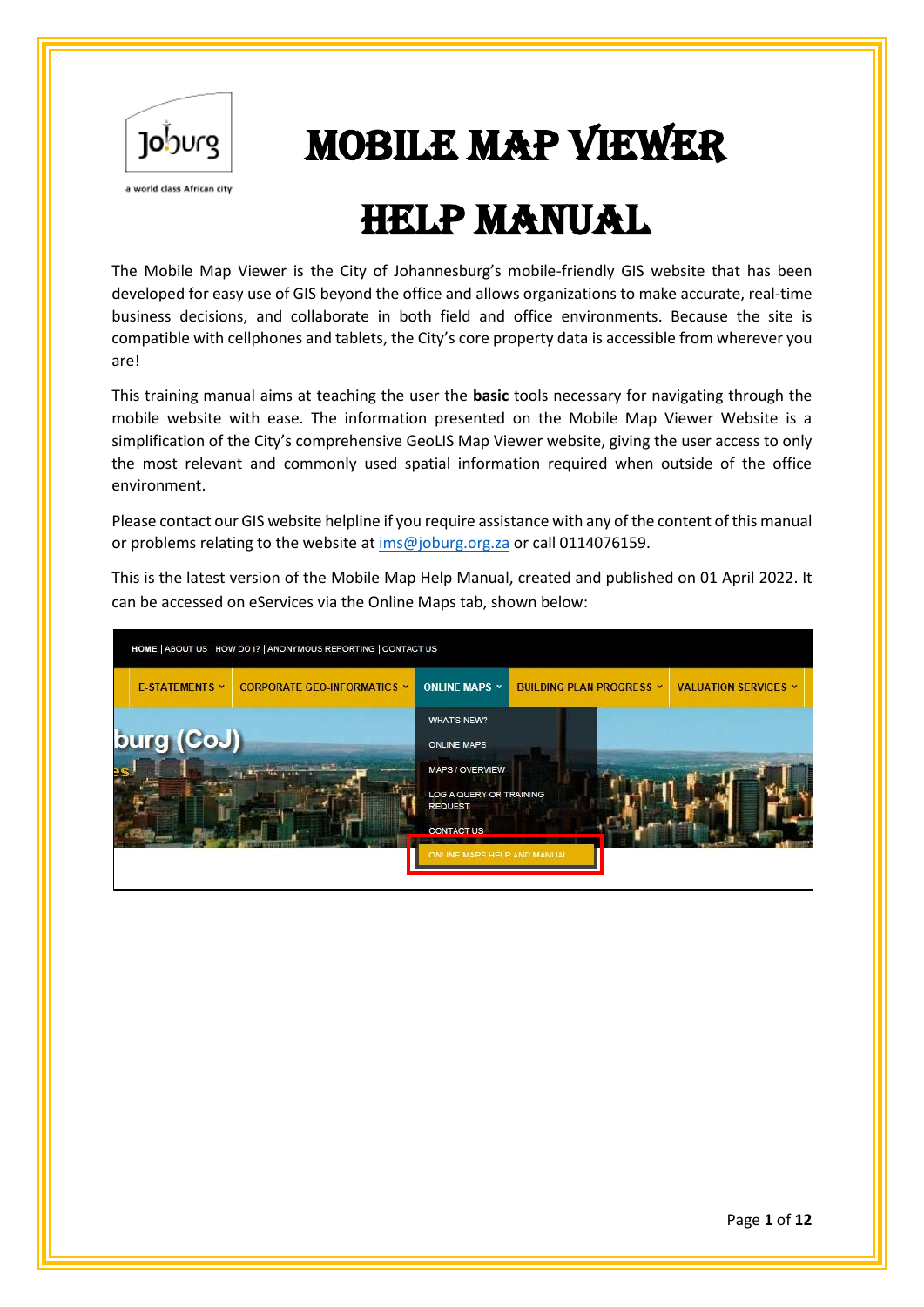# MOBILE MAP VIEWER

# HELP MANUAL

The Mobile Map Viewer is the City of Johannesburg's mobile-friendly GIS website that has been developed for easy use of GIS beyond the office and allows organizations to make accurate, real-time business decisions, and collaborate in both field and office environments. Because the site is compatible with cellphones and tablets, the City's core property data is accessible from wherever you are!

This training manual aims at teaching the user the **basic** tools necessary for navigating through the mobile website with ease. The information presented on the Mobile Map Viewer Website is a simplification of the City's comprehensive GeoLIS Map Viewer website, giving the user access to only the most relevant and commonly used spatial information required when outside of the office environment.

Please contact our GIS website helpline if you require assistance with any of the content of this manual or problems relating to the website at ims@joburg.org.za or call 0114076159.

This is the latest version of the Mobile Map Help Manual, created and published on 01 April 2022. It can be accessed on eServices via the Online Maps tab, shown below: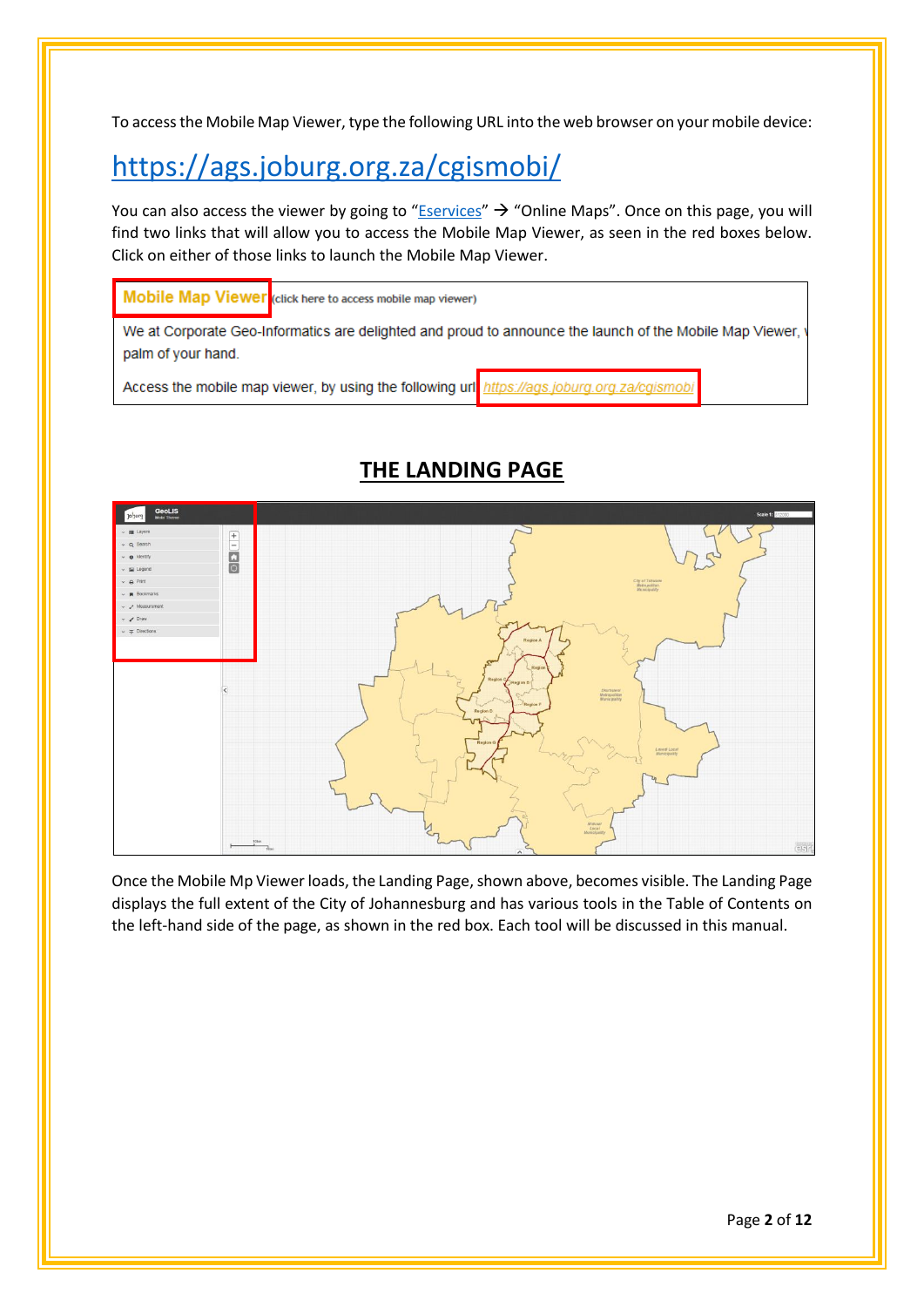To access the Mobile Map Viewer, type the following URL into the web browser on your mobile device:

## https://ags.joburg.org.za/cgismobi/

You can also access the viewer by going to "Eservices" → "Online Maps". Once on this page, you will find two links that will allow you to access the Mobile Map Viewer, as seen in the red boxes below. Click on either of those links to launch the Mobile Map Viewer.

## THE LANDING PAGE

Once the Mobile Mp Viewer loads, the Landing Page, shown above, becomes visible. The Landing Page displays the full extent of the City of Johannesburg and has various tools in the Table of Contents on the left-hand side of the page, as shown in the red box. Each tool will be discussed in this manual.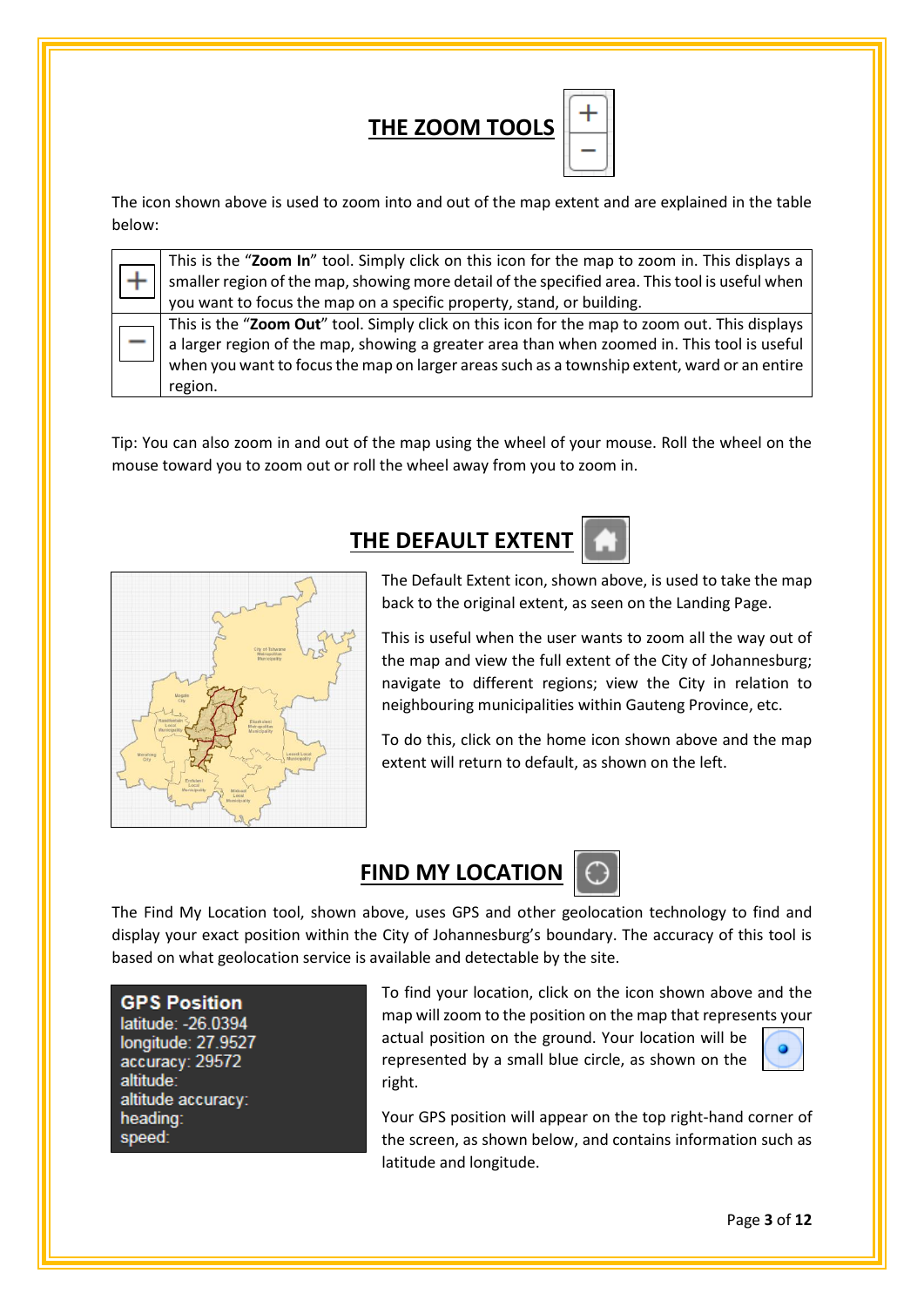## THE ZOOM TOOLS

The icon shown above is used to zoom into and out of the map extent and are explained in the table below:

| | |
|---|---|
| + | This is the "**Zoom In**" tool. Simply click on this icon for the map to zoom in. This displays a smaller region of the map, showing more detail of the specified area. This tool is useful when you want to focus the map on a specific property, stand, or building. |
| − | This is the "**Zoom Out**" tool. Simply click on this icon for the map to zoom out. This displays a larger region of the map, showing a greater area than when zoomed in. This tool is useful when you want to focus the map on larger areas such as a township extent, ward or an entire region. |

Tip: You can also zoom in and out of the map using the wheel of your mouse. Roll the wheel on the mouse toward you to zoom out or roll the wheel away from you to zoom in.

## THE DEFAULT EXTENT

The Default Extent icon, shown above, is used to take the map back to the original extent, as seen on the Landing Page.

This is useful when the user wants to zoom all the way out of the map and view the full extent of the City of Johannesburg; navigate to different regions; view the City in relation to neighbouring municipalities within Gauteng Province, etc.

To do this, click on the home icon shown above and the map extent will return to default, as shown on the left.

## FIND MY LOCATION

The Find My Location tool, shown above, uses GPS and other geolocation technology to find and display your exact position within the City of Johannesburg's boundary. The accuracy of this tool is based on what geolocation service is available and detectable by the site.

**GPS Position**
latitude: -26.0394
longitude: 27.9527
accuracy: 29572
altitude:
altitude accuracy:
heading:
speed:

To find your location, click on the icon shown above and the map will zoom to the position on the map that represents your actual position on the ground. Your location will be represented by a small blue circle, as shown on the right.

Your GPS position will appear on the top right-hand corner of the screen, as shown below, and contains information such as latitude and longitude.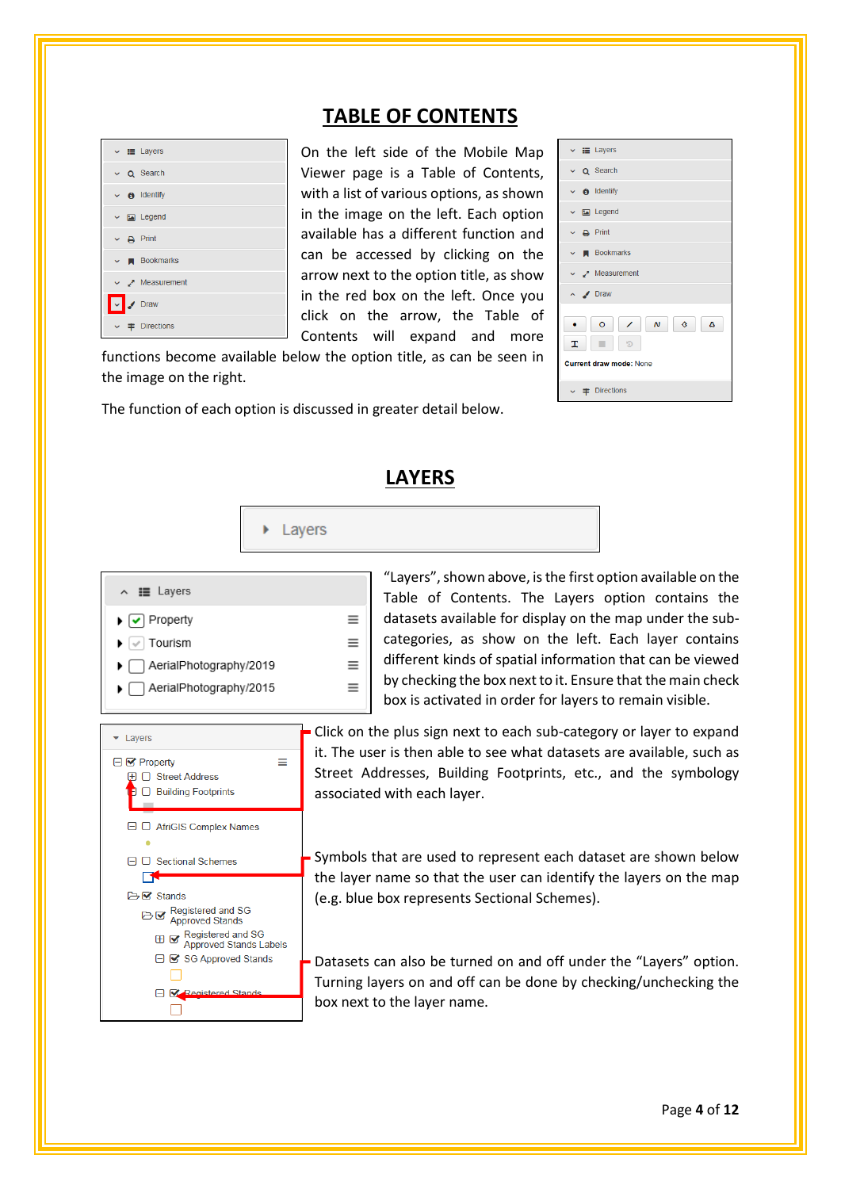## TABLE OF CONTENTS

On the left side of the Mobile Map Viewer page is a Table of Contents, with a list of various options, as shown in the image on the left. Each option available has a different function and can be accessed by clicking on the arrow next to the option title, as show in the red box on the left. Once you click on the arrow, the Table of Contents will expand and more functions become available below the option title, as can be seen in the image on the right.

The function of each option is discussed in greater detail below.

## LAYERS

"Layers", shown above, is the first option available on the Table of Contents. The Layers option contains the datasets available for display on the map under the sub-categories, as show on the left. Each layer contains different kinds of spatial information that can be viewed by checking the box next to it. Ensure that the main check box is activated in order for layers to remain visible.

Click on the plus sign next to each sub-category or layer to expand it. The user is then able to see what datasets are available, such as Street Addresses, Building Footprints, etc., and the symbology associated with each layer.

Symbols that are used to represent each dataset are shown below the layer name so that the user can identify the layers on the map (e.g. blue box represents Sectional Schemes).

Datasets can also be turned on and off under the "Layers" option. Turning layers on and off can be done by checking/unchecking the box next to the layer name.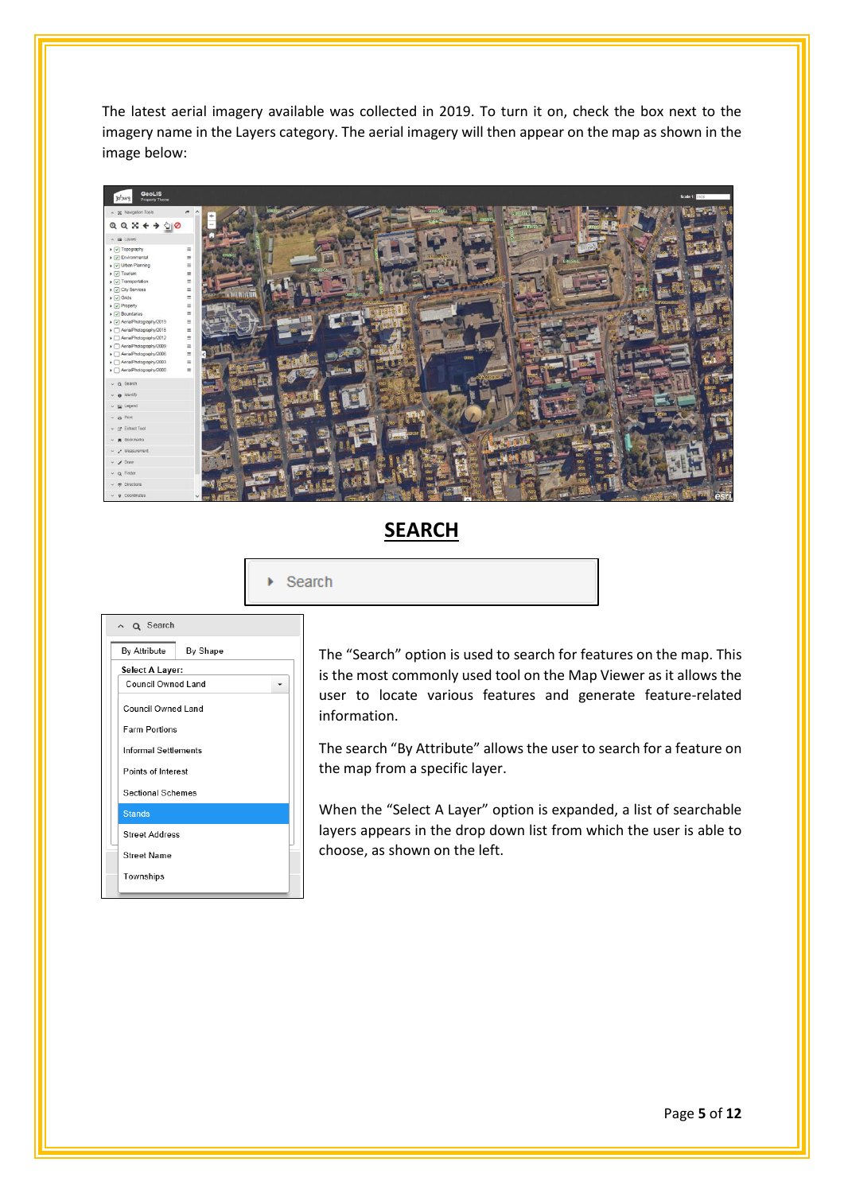The latest aerial imagery available was collected in 2019. To turn it on, check the box next to the imagery name in the Layers category. The aerial imagery will then appear on the map as shown in the image below:

## SEARCH

The “Search” option is used to search for features on the map. This is the most commonly used tool on the Map Viewer as it allows the user to locate various features and generate feature-related information.

The search “By Attribute” allows the user to search for a feature on the map from a specific layer.

When the “Select A Layer” option is expanded, a list of searchable layers appears in the drop down list from which the user is able to choose, as shown on the left.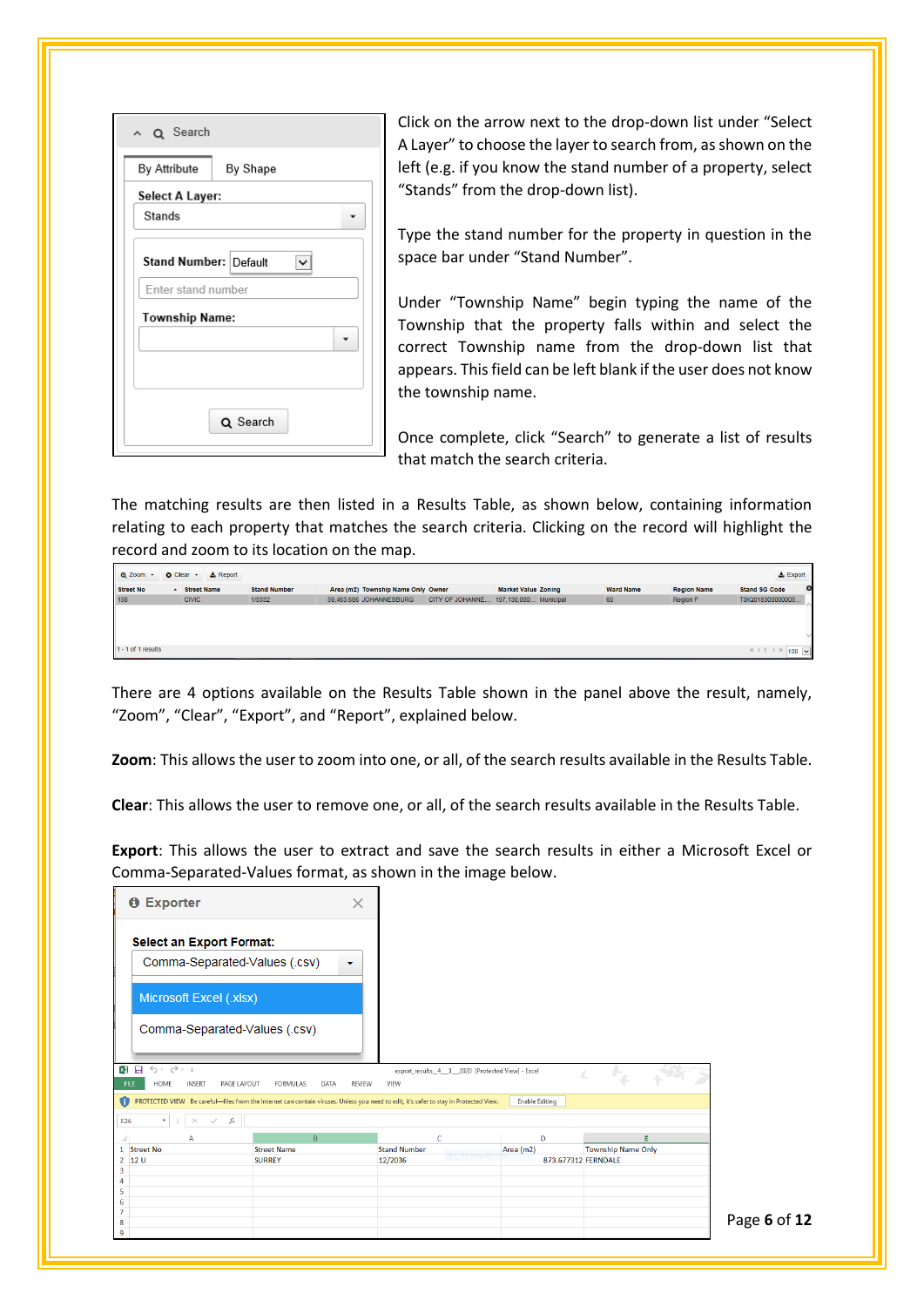Click on the arrow next to the drop-down list under “Select A Layer” to choose the layer to search from, as shown on the left (e.g. if you know the stand number of a property, select “Stands” from the drop-down list).

Type the stand number for the property in question in the space bar under “Stand Number”.

Under “Township Name” begin typing the name of the Township that the property falls within and select the correct Township name from the drop-down list that appears. This field can be left blank if the user does not know the township name.

Once complete, click “Search” to generate a list of results that match the search criteria.

The matching results are then listed in a Results Table, as shown below, containing information relating to each property that matches the search criteria. Clicking on the record will highlight the record and zoom to its location on the map.

There are 4 options available on the Results Table shown in the panel above the result, namely, “Zoom”, “Clear”, “Export”, and “Report”, explained below.

**Zoom**: This allows the user to zoom into one, or all, of the search results available in the Results Table.

**Clear**: This allows the user to remove one, or all, of the search results available in the Results Table.

**Export**: This allows the user to extract and save the search results in either a Microsoft Excel or Comma-Separated-Values format, as shown in the image below.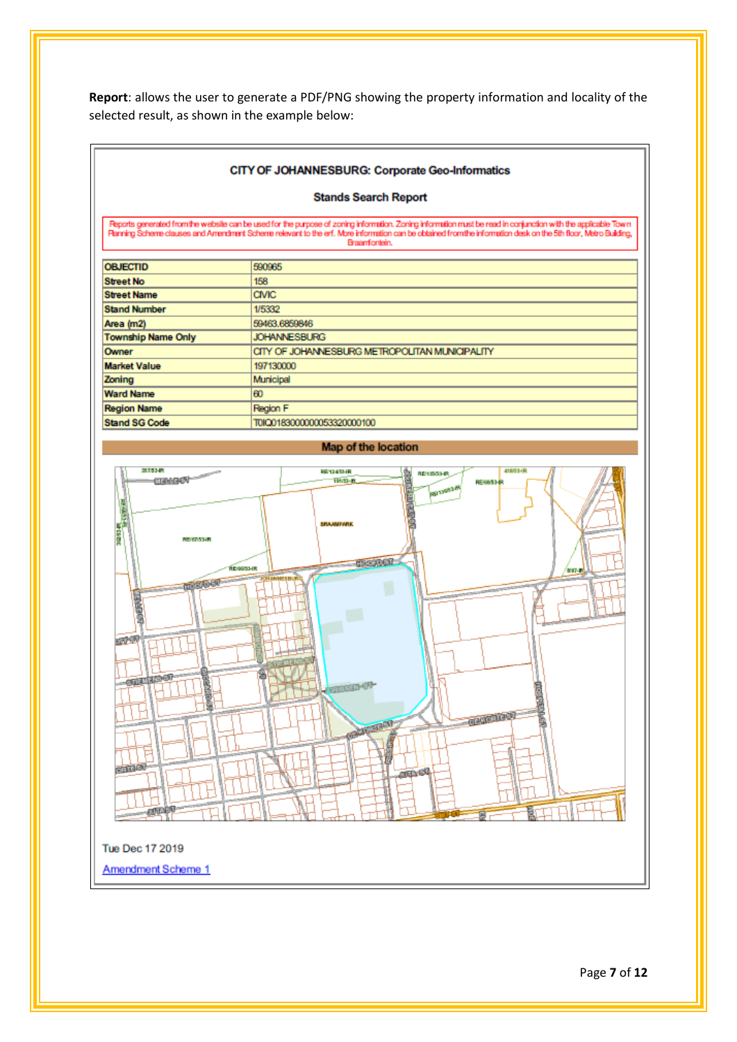**Report**: allows the user to generate a PDF/PNG showing the property information and locality of the selected result, as shown in the example below:

**CITY OF JOHANNESBURG: Corporate Geo-Informatics**

**Stands Search Report**

Reports generated from the website can be used for the purpose of zoning information. Zoning information must be read in conjunction with the applicable Town Planning Scheme clauses and Amendment Scheme relevant to the erf. More information can be obtained from the information desk on the 5th floor, Metro Building, Braamfontein.

| | |
|---|---|
| **OBJECTID** | 590965 |
| **Street No** | 158 |
| **Street Name** | CIVIC |
| **Stand Number** | 1/5332 |
| **Area (m2)** | 59463.6859846 |
| **Township Name Only** | JOHANNESBURG |
| **Owner** | CITY OF JOHANNESBURG METROPOLITAN MUNICIPALITY |
| **Market Value** | 197130000 |
| **Zoning** | Municipal |
| **Ward Name** | 60 |
| **Region Name** | Region F |
| **Stand SG Code** | T0IQ01830000000533200000100 |

**Map of the location**

Tue Dec 17 2019

Amendment Scheme 1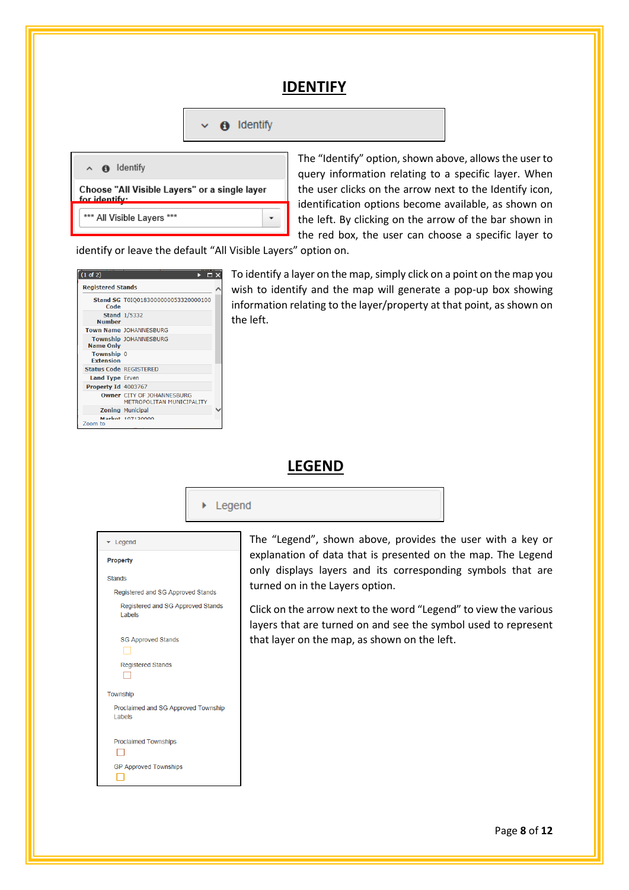## IDENTIFY

The “Identify” option, shown above, allows the user to query information relating to a specific layer. When the user clicks on the arrow next to the Identify icon, identification options become available, as shown on the left. By clicking on the arrow of the bar shown in the red box, the user can choose a specific layer to identify or leave the default “All Visible Layers” option on.

To identify a layer on the map, simply click on a point on the map you wish to identify and the map will generate a pop-up box showing information relating to the layer/property at that point, as shown on the left.

## LEGEND

The “Legend”, shown above, provides the user with a key or explanation of data that is presented on the map. The Legend only displays layers and its corresponding symbols that are turned on in the Layers option.

Click on the arrow next to the word “Legend” to view the various layers that are turned on and see the symbol used to represent that layer on the map, as shown on the left.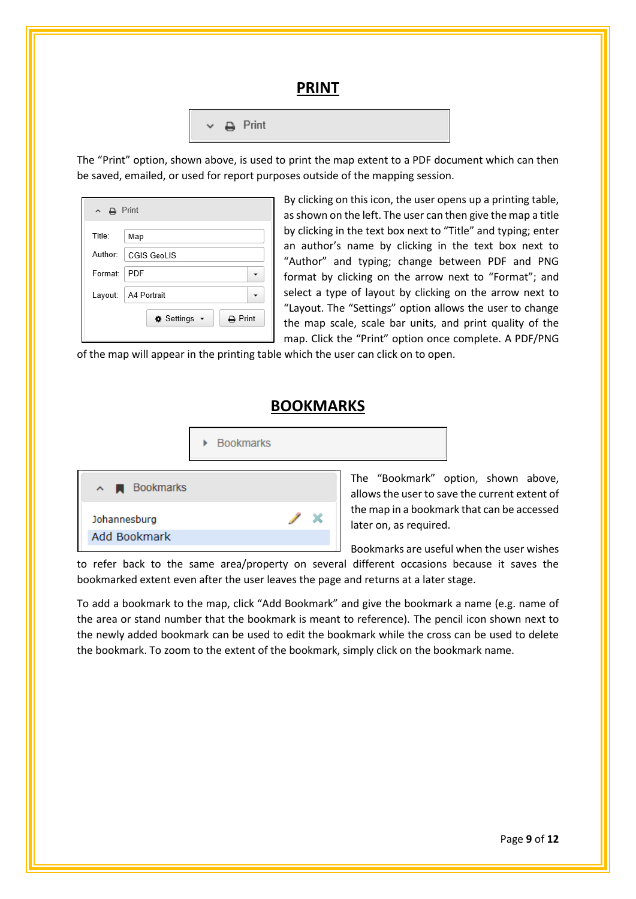## PRINT

The "Print" option, shown above, is used to print the map extent to a PDF document which can then be saved, emailed, or used for report purposes outside of the mapping session.

By clicking on this icon, the user opens up a printing table, as shown on the left. The user can then give the map a title by clicking in the text box next to "Title" and typing; enter an author's name by clicking in the text box next to "Author" and typing; change between PDF and PNG format by clicking on the arrow next to "Format"; and select a type of layout by clicking on the arrow next to "Layout. The "Settings" option allows the user to change the map scale, scale bar units, and print quality of the map. Click the "Print" option once complete. A PDF/PNG of the map will appear in the printing table which the user can click on to open.

## BOOKMARKS

The "Bookmark" option, shown above, allows the user to save the current extent of the map in a bookmark that can be accessed later on, as required.

Bookmarks are useful when the user wishes to refer back to the same area/property on several different occasions because it saves the bookmarked extent even after the user leaves the page and returns at a later stage.

To add a bookmark to the map, click "Add Bookmark" and give the bookmark a name (e.g. name of the area or stand number that the bookmark is meant to reference). The pencil icon shown next to the newly added bookmark can be used to edit the bookmark while the cross can be used to delete the bookmark. To zoom to the extent of the bookmark, simply click on the bookmark name.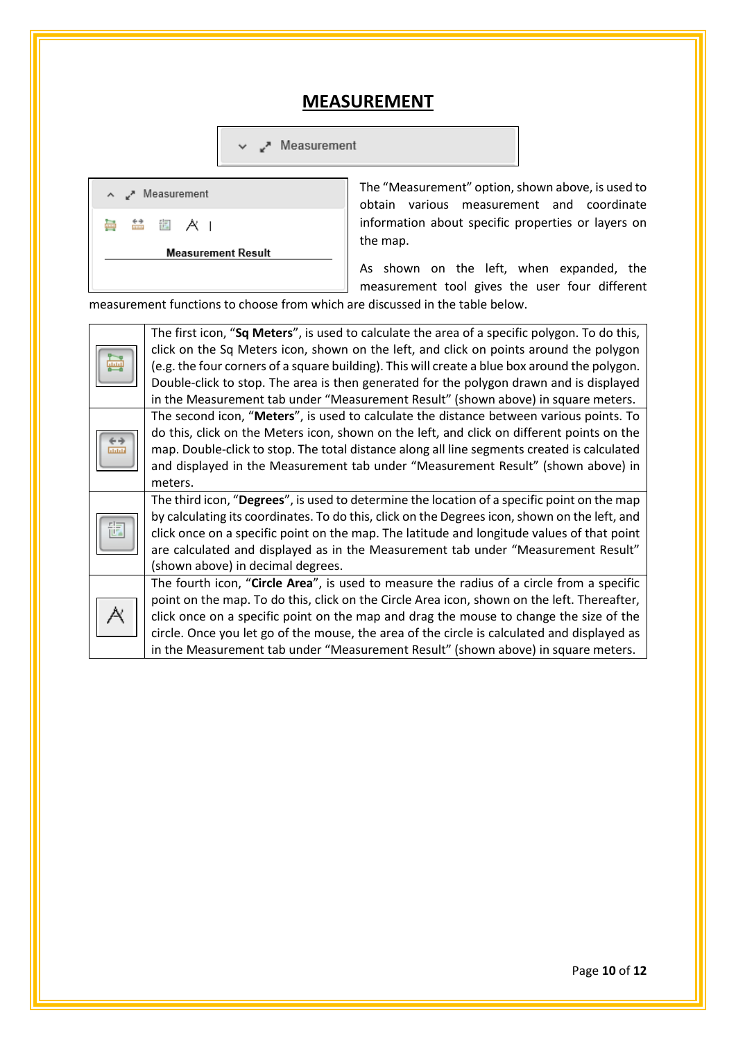# MEASUREMENT

The "Measurement" option, shown above, is used to obtain various measurement and coordinate information about specific properties or layers on the map.

As shown on the left, when expanded, the measurement tool gives the user four different measurement functions to choose from which are discussed in the table below.

| | |
|---|---|
| | The first icon, "**Sq Meters**", is used to calculate the area of a specific polygon. To do this, click on the Sq Meters icon, shown on the left, and click on points around the polygon (e.g. the four corners of a square building). This will create a blue box around the polygon. Double-click to stop. The area is then generated for the polygon drawn and is displayed in the Measurement tab under "Measurement Result" (shown above) in square meters. |
| | The second icon, "**Meters**", is used to calculate the distance between various points. To do this, click on the Meters icon, shown on the left, and click on different points on the map. Double-click to stop. The total distance along all line segments created is calculated and displayed in the Measurement tab under "Measurement Result" (shown above) in meters. |
| | The third icon, "**Degrees**", is used to determine the location of a specific point on the map by calculating its coordinates. To do this, click on the Degrees icon, shown on the left, and click once on a specific point on the map. The latitude and longitude values of that point are calculated and displayed as in the Measurement tab under "Measurement Result" (shown above) in decimal degrees. |
| | The fourth icon, "**Circle Area**", is used to measure the radius of a circle from a specific point on the map. To do this, click on the Circle Area icon, shown on the left. Thereafter, click once on a specific point on the map and drag the mouse to change the size of the circle. Once you let go of the mouse, the area of the circle is calculated and displayed as in the Measurement tab under "Measurement Result" (shown above) in square meters. |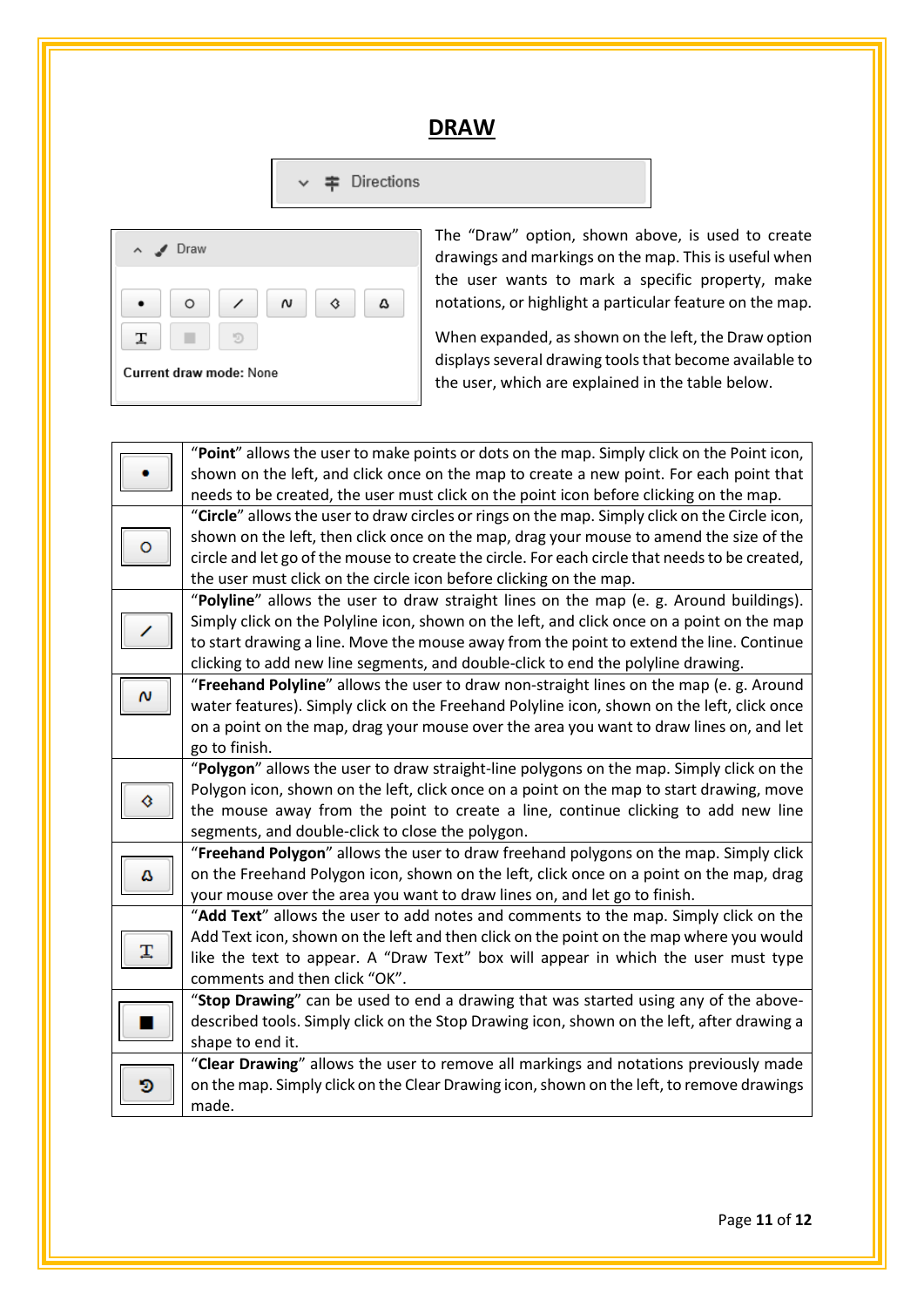# DRAW

The “Draw” option, shown above, is used to create drawings and markings on the map. This is useful when the user wants to mark a specific property, make notations, or highlight a particular feature on the map.

When expanded, as shown on the left, the Draw option displays several drawing tools that become available to the user, which are explained in the table below.

| Icon | Description |
|---|---|
| • | “**Point**” allows the user to make points or dots on the map. Simply click on the Point icon, shown on the left, and click once on the map to create a new point. For each point that needs to be created, the user must click on the point icon before clicking on the map. |
| ○ | “**Circle**” allows the user to draw circles or rings on the map. Simply click on the Circle icon, shown on the left, then click once on the map, drag your mouse to amend the size of the circle and let go of the mouse to create the circle. For each circle that needs to be created, the user must click on the circle icon before clicking on the map. |
| / | “**Polyline**” allows the user to draw straight lines on the map (e. g. Around buildings). Simply click on the Polyline icon, shown on the left, and click once on a point on the map to start drawing a line. Move the mouse away from the point to extend the line. Continue clicking to add new line segments, and double-click to end the polyline drawing. |
| N | “**Freehand Polyline**” allows the user to draw non-straight lines on the map (e. g. Around water features). Simply click on the Freehand Polyline icon, shown on the left, click once on a point on the map, drag your mouse over the area you want to draw lines on, and let go to finish. |
| ◇ | “**Polygon**” allows the user to draw straight-line polygons on the map. Simply click on the Polygon icon, shown on the left, click once on a point on the map to start drawing, move the mouse away from the point to create a line, continue clicking to add new line segments, and double-click to close the polygon. |
| Δ | “**Freehand Polygon**” allows the user to draw freehand polygons on the map. Simply click on the Freehand Polygon icon, shown on the left, click once on a point on the map, drag your mouse over the area you want to draw lines on, and let go to finish. |
| T | “**Add Text**” allows the user to add notes and comments to the map. Simply click on the Add Text icon, shown on the left and then click on the point on the map where you would like the text to appear. A “Draw Text” box will appear in which the user must type comments and then click “OK”. |
| ■ | “**Stop Drawing**” can be used to end a drawing that was started using any of the above-described tools. Simply click on the Stop Drawing icon, shown on the left, after drawing a shape to end it. |
| ↺ | “**Clear Drawing**” allows the user to remove all markings and notations previously made on the map. Simply click on the Clear Drawing icon, shown on the left, to remove drawings made. |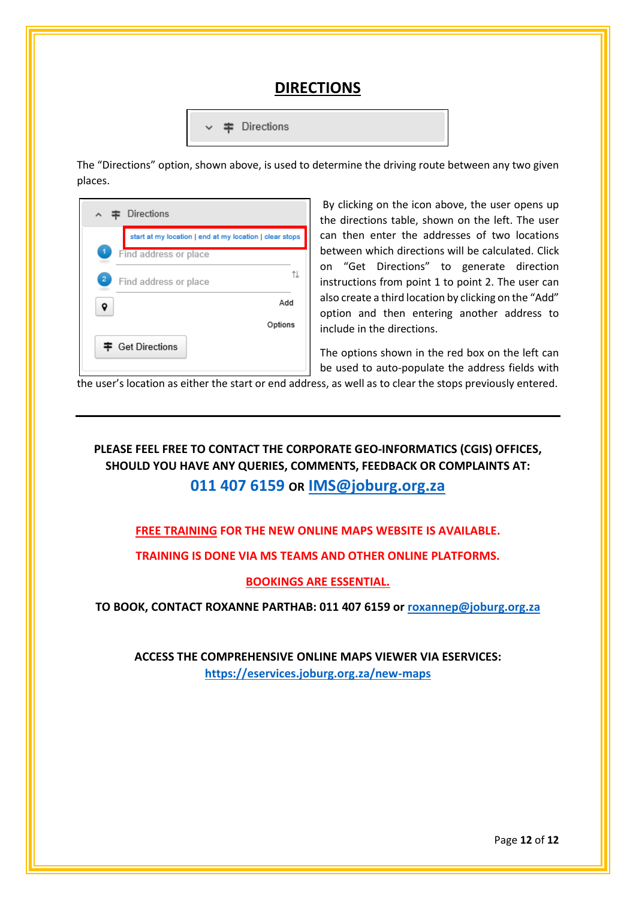# DIRECTIONS

The "Directions" option, shown above, is used to determine the driving route between any two given places.

By clicking on the icon above, the user opens up the directions table, shown on the left. The user can then enter the addresses of two locations between which directions will be calculated. Click on "Get Directions" to generate direction instructions from point 1 to point 2. The user can also create a third location by clicking on the "Add" option and then entering another address to include in the directions.

The options shown in the red box on the left can be used to auto-populate the address fields with the user's location as either the start or end address, as well as to clear the stops previously entered.

---

**PLEASE FEEL FREE TO CONTACT THE CORPORATE GEO-INFORMATICS (CGIS) OFFICES, SHOULD YOU HAVE ANY QUERIES, COMMENTS, FEEDBACK OR COMPLAINTS AT:**

**011 407 6159 OR IMS@joburg.org.za**

**FREE TRAINING FOR THE NEW ONLINE MAPS WEBSITE IS AVAILABLE.**

**TRAINING IS DONE VIA MS TEAMS AND OTHER ONLINE PLATFORMS.**

**BOOKINGS ARE ESSENTIAL.**

**TO BOOK, CONTACT ROXANNE PARTHAB: 011 407 6159 or roxannep@joburg.org.za**

**ACCESS THE COMPREHENSIVE ONLINE MAPS VIEWER VIA ESERVICES:**
**https://eservices.joburg.org.za/new-maps**